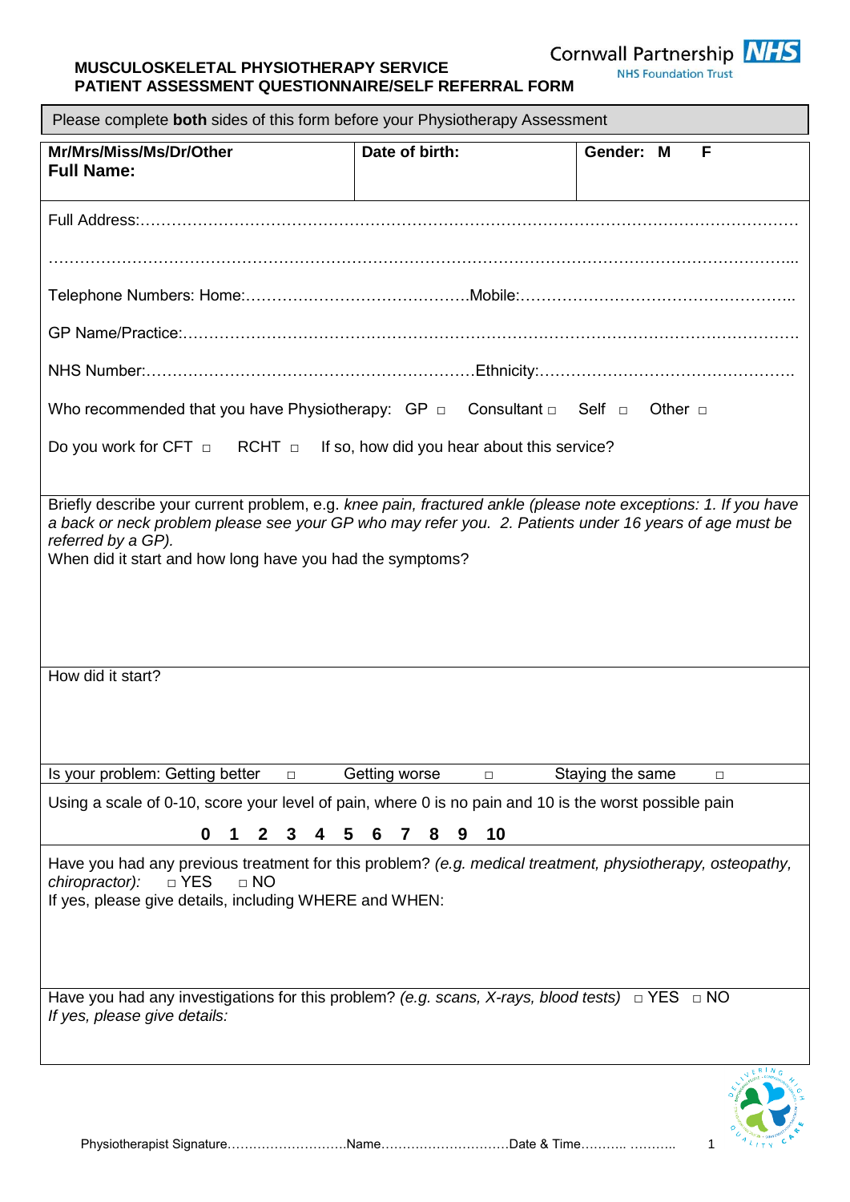Cornwall Partnership NHS
NHS Foundation Trust

# MUSCULOSKELETAL PHYSIOTHERAPY SERVICE
# PATIENT ASSESSMENT QUESTIONNAIRE/SELF REFERRAL FORM

Please complete **both** sides of this form before your Physiotherapy Assessment

| **Mr/Mrs/Miss/Ms/Dr/Other** **Full Name:** | **Date of birth:** | **Gender: M F** |
|---|---|---|

Full Address:…………………………………………………………………………………………………………………

……………………………………………………………………………………………………………………………...

Telephone Numbers: Home:……………………………………Mobile:……………………………………………..

GP Name/Practice:……………………………………………………………………………………………………….

NHS Number:………………………………………………………Ethnicity:………………………………………….

Who recommended that you have Physiotherapy: GP □ Consultant □ Self □ Other □

Do you work for CFT □ RCHT □ If so, how did you hear about this service?

Briefly describe your current problem, e.g. *knee pain, fractured ankle (please note exceptions: 1. If you have a back or neck problem please see your GP who may refer you. 2. Patients under 16 years of age must be referred by a GP).*

When did it start and how long have you had the symptoms?

How did it start?

Is your problem: Getting better □ Getting worse □ Staying the same □

Using a scale of 0-10, score your level of pain, where 0 is no pain and 10 is the worst possible pain

**0 1 2 3 4 5 6 7 8 9 10**

Have you had any previous treatment for this problem? *(e.g. medical treatment, physiotherapy, osteopathy, chiropractor):* □ YES □ NO

If yes, please give details, including WHERE and WHEN:

Have you had any investigations for this problem? *(e.g. scans, X-rays, blood tests)* □ YES □ NO

*If yes, please give details:*

Physiotherapist Signature………………………Name…………………………Date & Time………. ……….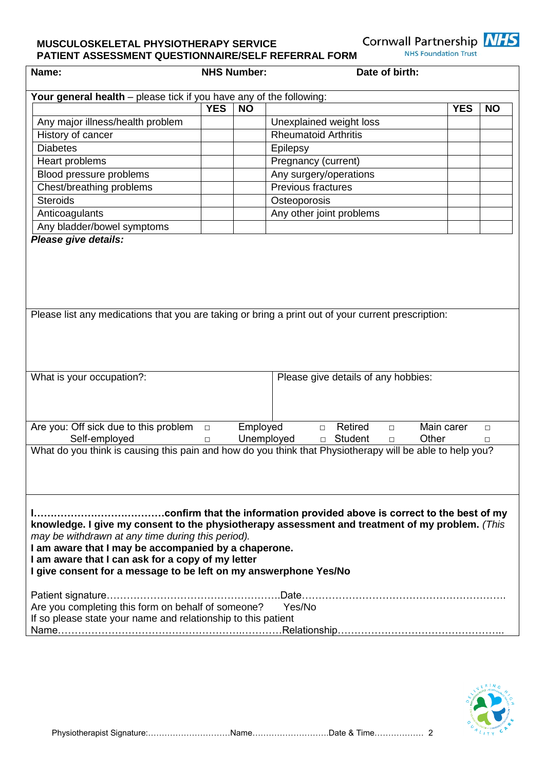**MUSCULOSKELETAL PHYSIOTHERAPY SERVICE**
**PATIENT ASSESSMENT QUESTIONNAIRE/SELF REFERRAL FORM**

Cornwall Partnership NHS
NHS Foundation Trust

**Name:** **NHS Number:** **Date of birth:**

**Your general health** – please tick if you have any of the following:

| | YES | NO | | YES | NO |
|---|---|---|---|---|---|
| Any major illness/health problem | | | Unexplained weight loss | | |
| History of cancer | | | Rheumatoid Arthritis | | |
| Diabetes | | | Epilepsy | | |
| Heart problems | | | Pregnancy (current) | | |
| Blood pressure problems | | | Any surgery/operations | | |
| Chest/breathing problems | | | Previous fractures | | |
| Steroids | | | Osteoporosis | | |
| Anticoagulants | | | Any other joint problems | | |
| Any bladder/bowel symptoms | | | | | |

***Please give details:***

Please list any medications that you are taking or bring a print out of your current prescription:

What is your occupation?:

Please give details of any hobbies:

Are you: Off sick due to this problem □ Employed □ Retired □ Main carer □
Self-employed □ Unemployed □ Student □ Other □

What do you think is causing this pain and how do you think that Physiotherapy will be able to help you?

**I…………………………………confirm that the information provided above is correct to the best of my knowledge. I give my consent to the physiotherapy assessment and treatment of my problem.** *(This may be withdrawn at any time during this period).*
**I am aware that I may be accompanied by a chaperone.**
**I am aware that I can ask for a copy of my letter**
**I give consent for a message to be left on my answerphone Yes/No**

Patient signature…………………………………………….Date…………………………………………………….
Are you completing this form on behalf of someone? Yes/No
If so please state your name and relationship to this patient
Name…………………………………………….…………Relationship…………………………………………..

Physiotherapist Signature:…………………………Name………………………Date & Time………………